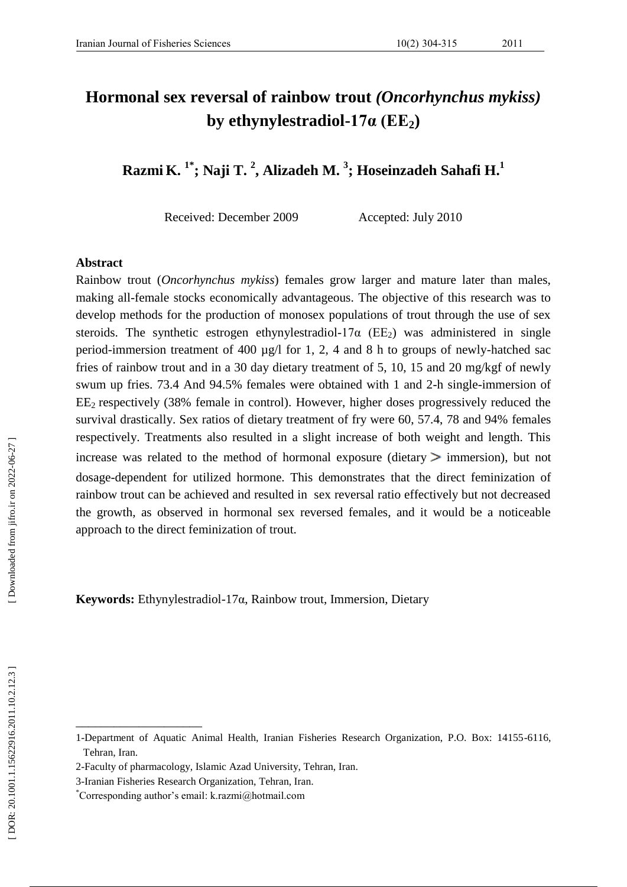# Hormonal sex reversal of rainbow trout *(Oncorhynchus mykiss)* by ethynylestradiol-17α ($EE_2$)

**Razmi K.** [1*]**; Naji T.** [2]**, Alizadeh M.** [3]**; Hoseinzadeh Sahafi H.**[1]

Received: December 2009 Accepted: July 2010

## Abstract

Rainbow trout (*Oncorhynchus mykiss*) females grow larger and mature later than males, making all-female stocks economically advantageous. The objective of this research was to develop methods for the production of monosex populations of trout through the use of sex steroids. The synthetic estrogen ethynylestradiol-17α ($EE_2$) was administered in single period-immersion treatment of 400 µg/l for 1, 2, 4 and 8 h to groups of newly-hatched sac fries of rainbow trout and in a 30 day dietary treatment of 5, 10, 15 and 20 mg/kgf of newly swum up fries. 73.4 And 94.5% females were obtained with 1 and 2-h single-immersion of $EE_2$ respectively (38% female in control). However, higher doses progressively reduced the survival drastically. Sex ratios of dietary treatment of fry were 60, 57.4, 78 and 94% females respectively. Treatments also resulted in a slight increase of both weight and length. This increase was related to the method of hormonal exposure (dietary > immersion), but not dosage-dependent for utilized hormone. This demonstrates that the direct feminization of rainbow trout can be achieved and resulted in sex reversal ratio effectively but not decreased the growth, as observed in hormonal sex reversed females, and it would be a noticeable approach to the direct feminization of trout.

**Keywords:** Ethynylestradiol-17α, Rainbow trout, Immersion, Dietary

---

1-Department of Aquatic Animal Health, Iranian Fisheries Research Organization, P.O. Box: 14155-6116, Tehran, Iran.

2-Faculty of pharmacology, Islamic Azad University, Tehran, Iran.

3-Iranian Fisheries Research Organization, Tehran, Iran.

*Corresponding author's email: k.razmi@hotmail.com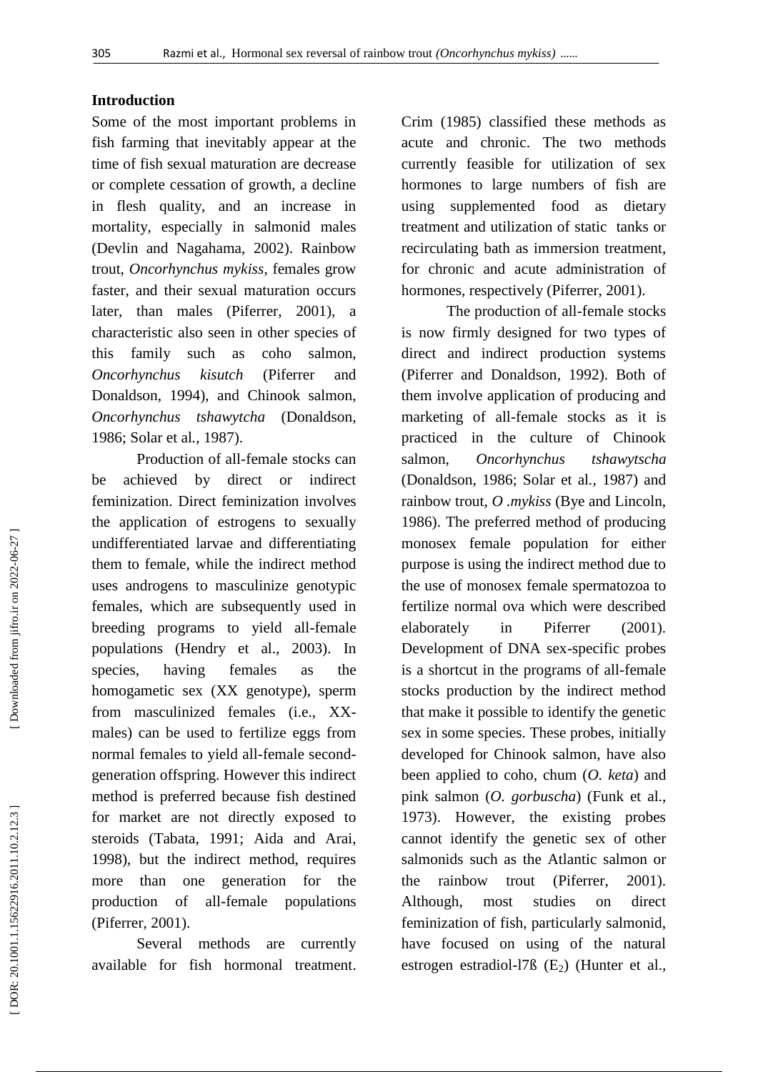## Introduction

Some of the most important problems in fish farming that inevitably appear at the time of fish sexual maturation are decrease or complete cessation of growth, a decline in flesh quality, and an increase in mortality, especially in salmonid males (Devlin and Nagahama, 2002). Rainbow trout, *Oncorhynchus mykiss*, females grow faster, and their sexual maturation occurs later, than males (Piferrer, 2001), a characteristic also seen in other species of this family such as coho salmon, *Oncorhynchus kisutch* (Piferrer and Donaldson, 1994), and Chinook salmon, *Oncorhynchus tshawytcha* (Donaldson, 1986; Solar et al*.*, 1987).

Production of all-female stocks can be achieved by direct or indirect feminization. Direct feminization involves the application of estrogens to sexually undifferentiated larvae and differentiating them to female, while the indirect method uses androgens to masculinize genotypic females, which are subsequently used in breeding programs to yield all-female populations (Hendry et al., 2003). In species, having females as the homogametic sex (XX genotype), sperm from masculinized females (i.e., XX-males) can be used to fertilize eggs from normal females to yield all-female second-generation offspring. However this indirect method is preferred because fish destined for market are not directly exposed to steroids (Tabata, 1991; Aida and Arai, 1998), but the indirect method, requires more than one generation for the production of all-female populations (Piferrer, 2001).

Several methods are currently available for fish hormonal treatment. Crim (1985) classified these methods as acute and chronic. The two methods currently feasible for utilization of sex hormones to large numbers of fish are using supplemented food as dietary treatment and utilization of static tanks or recirculating bath as immersion treatment, for chronic and acute administration of hormones, respectively (Piferrer, 2001).

The production of all-female stocks is now firmly designed for two types of direct and indirect production systems (Piferrer and Donaldson, 1992). Both of them involve application of producing and marketing of all-female stocks as it is practiced in the culture of Chinook salmon, *Oncorhynchus tshawytscha* (Donaldson, 1986; Solar et al*.*, 1987) and rainbow trout, *O .mykiss* (Bye and Lincoln, 1986). The preferred method of producing monosex female population for either purpose is using the indirect method due to the use of monosex female spermatozoa to fertilize normal ova which were described elaborately in Piferrer (2001). Development of DNA sex-specific probes is a shortcut in the programs of all-female stocks production by the indirect method that make it possible to identify the genetic sex in some species. These probes, initially developed for Chinook salmon, have also been applied to coho, chum (*O. keta*) and pink salmon (*O. gorbuscha*) (Funk et al., 1973). However, the existing probes cannot identify the genetic sex of other salmonids such as the Atlantic salmon or the rainbow trout (Piferrer, 2001). Although, most studies on direct feminization of fish, particularly salmonid, have focused on using of the natural estrogen estradiol-l7ß ($E_2$) (Hunter et al.,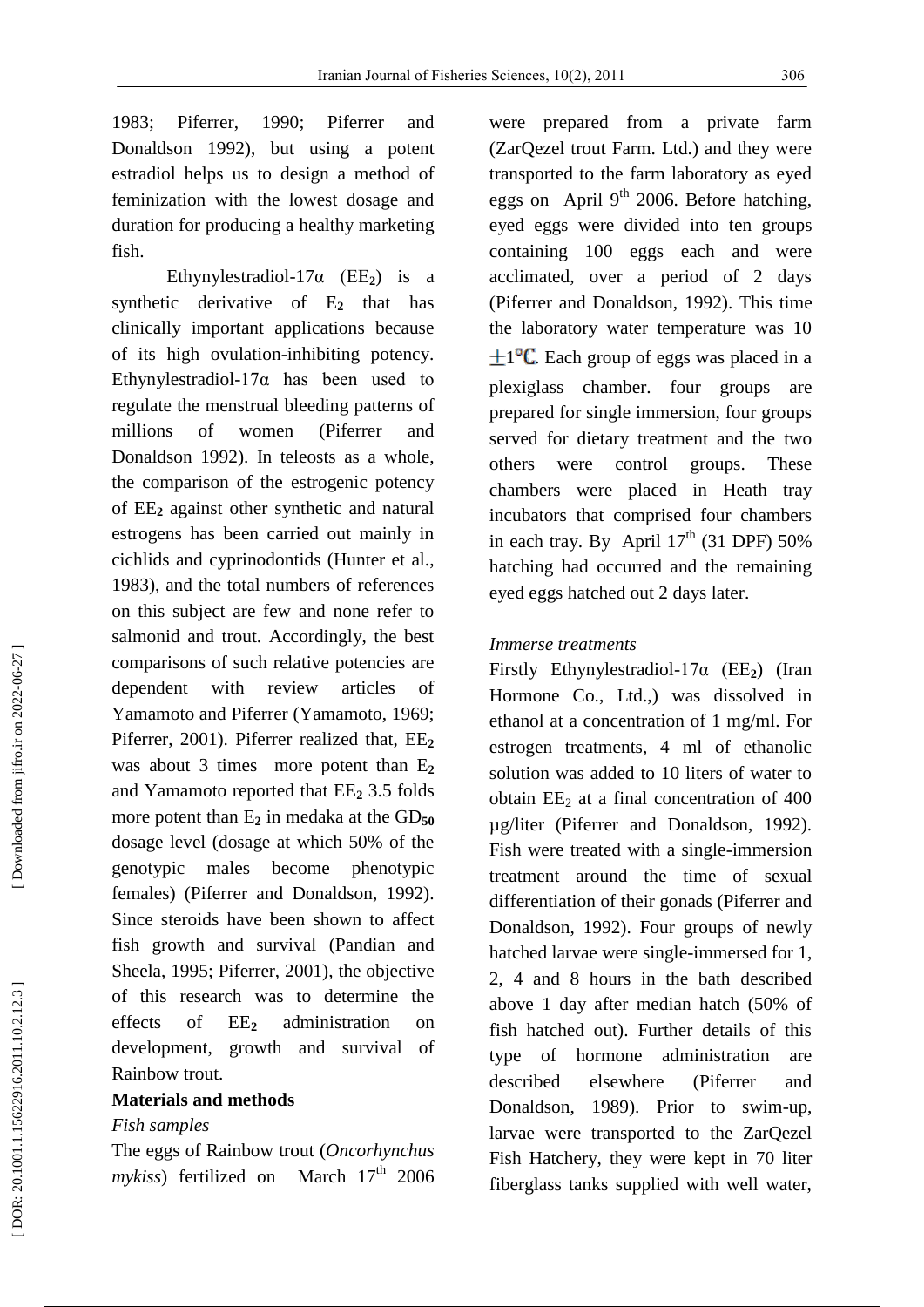1983; Piferrer, 1990; Piferrer and Donaldson 1992), but using a potent estradiol helps us to design a method of feminization with the lowest dosage and duration for producing a healthy marketing fish.

Ethynylestradiol-17α ($EE_2$) is a synthetic derivative of $E_2$ that has clinically important applications because of its high ovulation-inhibiting potency. Ethynylestradiol-17α has been used to regulate the menstrual bleeding patterns of millions of women (Piferrer and Donaldson 1992). In teleosts as a whole, the comparison of the estrogenic potency of $EE_2$ against other synthetic and natural estrogens has been carried out mainly in cichlids and cyprinodontids (Hunter et al., 1983), and the total numbers of references on this subject are few and none refer to salmonid and trout. Accordingly, the best comparisons of such relative potencies are dependent with review articles of Yamamoto and Piferrer (Yamamoto, 1969; Piferrer, 2001). Piferrer realized that, $EE_2$ was about 3 times more potent than $E_2$ and Yamamoto reported that $EE_2$ 3.5 folds more potent than $E_2$ in medaka at the $GD_{50}$ dosage level (dosage at which 50% of the genotypic males become phenotypic females) (Piferrer and Donaldson, 1992). Since steroids have been shown to affect fish growth and survival (Pandian and Sheela, 1995; Piferrer, 2001), the objective of this research was to determine the effects of $EE_2$ administration on development, growth and survival of Rainbow trout.

## Materials and methods

*Fish samples*

The eggs of Rainbow trout (*Oncorhynchus mykiss*) fertilized on March 17th 2006 were prepared from a private farm (ZarQezel trout Farm. Ltd.) and they were transported to the farm laboratory as eyed eggs on April 9th 2006. Before hatching, eyed eggs were divided into ten groups containing 100 eggs each and were acclimated, over a period of 2 days (Piferrer and Donaldson, 1992). This time the laboratory water temperature was 10 ±1°C. Each group of eggs was placed in a plexiglass chamber. four groups are prepared for single immersion, four groups served for dietary treatment and the two others were control groups. These chambers were placed in Heath tray incubators that comprised four chambers in each tray. By April 17th (31 DPF) 50% hatching had occurred and the remaining eyed eggs hatched out 2 days later.

*Immerse treatments*

Firstly Ethynylestradiol-17α ($EE_2$) (Iran Hormone Co., Ltd.,) was dissolved in ethanol at a concentration of 1 mg/ml. For estrogen treatments, 4 ml of ethanolic solution was added to 10 liters of water to obtain $EE_2$ at a final concentration of 400 μg/liter (Piferrer and Donaldson, 1992). Fish were treated with a single-immersion treatment around the time of sexual differentiation of their gonads (Piferrer and Donaldson, 1992). Four groups of newly hatched larvae were single-immersed for 1, 2, 4 and 8 hours in the bath described above 1 day after median hatch (50% of fish hatched out). Further details of this type of hormone administration are described elsewhere (Piferrer and Donaldson, 1989). Prior to swim-up, larvae were transported to the ZarQezel Fish Hatchery, they were kept in 70 liter fiberglass tanks supplied with well water,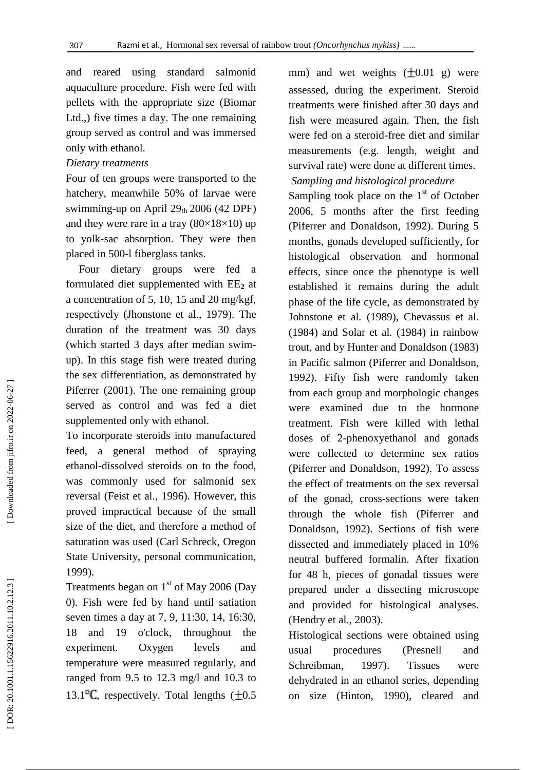and reared using standard salmonid aquaculture procedure. Fish were fed with pellets with the appropriate size (Biomar Ltd.,) five times a day. The one remaining group served as control and was immersed only with ethanol.

*Dietary treatments*

Four of ten groups were transported to the hatchery, meanwhile 50% of larvae were swimming-up on April $29_{th}$ 2006 (42 DPF) and they were rare in a tray (80×18×10) up to yolk-sac absorption. They were then placed in 500-l fiberglass tanks.

Four dietary groups were fed a formulated diet supplemented with $EE_2$ at a concentration of 5, 10, 15 and 20 mg/kgf, respectively (Jhonstone et al., 1979). The duration of the treatment was 30 days (which started 3 days after median swim-up). In this stage fish were treated during the sex differentiation, as demonstrated by Piferrer (2001). The one remaining group served as control and was fed a diet supplemented only with ethanol.

To incorporate steroids into manufactured feed, a general method of spraying ethanol-dissolved steroids on to the food, was commonly used for salmonid sex reversal (Feist et al., 1996). However, this proved impractical because of the small size of the diet, and therefore a method of saturation was used (Carl Schreck, Oregon State University, personal communication, 1999).

Treatments began on 1st of May 2006 (Day 0). Fish were fed by hand until satiation seven times a day at 7, 9, 11:30, 14, 16:30, 18 and 19 o'clock, throughout the experiment. Oxygen levels and temperature were measured regularly, and ranged from 9.5 to 12.3 mg/l and 10.3 to 13.1℃, respectively. Total lengths (±0.5 mm) and wet weights (±0.01 g) were assessed, during the experiment. Steroid treatments were finished after 30 days and fish were measured again. Then, the fish were fed on a steroid-free diet and similar measurements (e.g. length, weight and survival rate) were done at different times.

*Sampling and histological procedure*

Sampling took place on the 1st of October 2006, 5 months after the first feeding (Piferrer and Donaldson, 1992). During 5 months, gonads developed sufficiently, for histological observation and hormonal effects, since once the phenotype is well established it remains during the adult phase of the life cycle, as demonstrated by Johnstone et al. (1989), Chevassus et al. (1984) and Solar et al. (1984) in rainbow trout, and by Hunter and Donaldson (1983) in Pacific salmon (Piferrer and Donaldson, 1992). Fifty fish were randomly taken from each group and morphologic changes were examined due to the hormone treatment. Fish were killed with lethal doses of 2-phenoxyethanol and gonads were collected to determine sex ratios (Piferrer and Donaldson, 1992). To assess the effect of treatments on the sex reversal of the gonad, cross-sections were taken through the whole fish (Piferrer and Donaldson, 1992). Sections of fish were dissected and immediately placed in 10% neutral buffered formalin. After fixation for 48 h, pieces of gonadal tissues were prepared under a dissecting microscope and provided for histological analyses. (Hendry et al., 2003).

Histological sections were obtained using usual procedures (Presnell and Schreibman, 1997). Tissues were dehydrated in an ethanol series, depending on size (Hinton, 1990), cleared and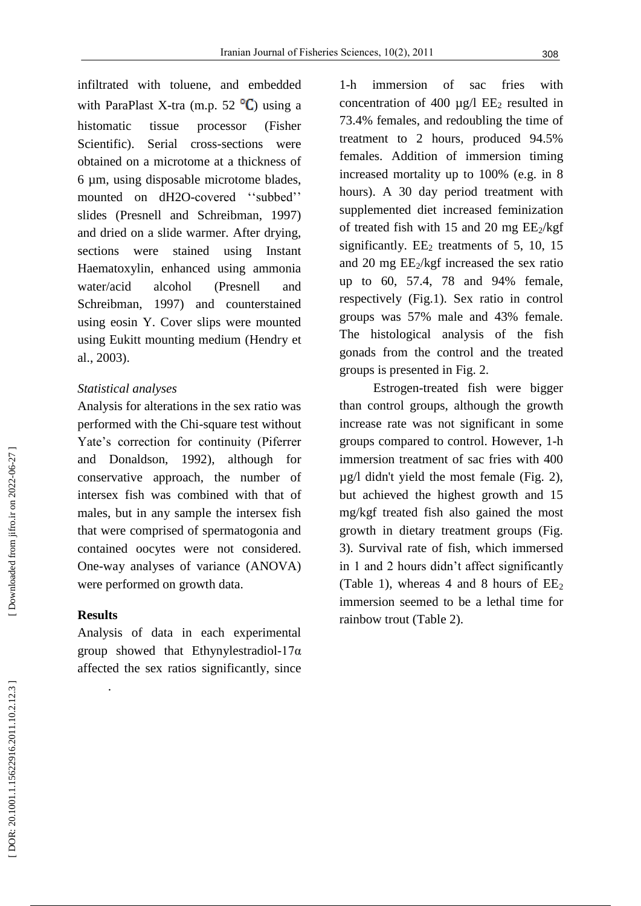infiltrated with toluene, and embedded with ParaPlast X-tra (m.p. 52 °C) using a histomatic tissue processor (Fisher Scientific). Serial cross-sections were obtained on a microtome at a thickness of 6 µm, using disposable microtome blades, mounted on dH2O-covered ''subbed'' slides (Presnell and Schreibman, 1997) and dried on a slide warmer. After drying, sections were stained using Instant Haematoxylin, enhanced using ammonia water/acid alcohol (Presnell and Schreibman, 1997) and counterstained using eosin Y. Cover slips were mounted using Eukitt mounting medium (Hendry et al., 2003).

*Statistical analyses*

Analysis for alterations in the sex ratio was performed with the Chi-square test without Yate's correction for continuity (Piferrer and Donaldson, 1992), although for conservative approach, the number of intersex fish was combined with that of males, but in any sample the intersex fish that were comprised of spermatogonia and contained oocytes were not considered. One-way analyses of variance (ANOVA) were performed on growth data.

**Results**

Analysis of data in each experimental group showed that Ethynylestradiol-17α affected the sex ratios significantly, since 1-h immersion of sac fries with concentration of 400 µg/l $EE_2$ resulted in 73.4% females, and redoubling the time of treatment to 2 hours, produced 94.5% females. Addition of immersion timing increased mortality up to 100% (e.g. in 8 hours). A 30 day period treatment with supplemented diet increased feminization of treated fish with 15 and 20 mg $EE_2$/kgf significantly. $EE_2$ treatments of 5, 10, 15 and 20 mg $EE_2$/kgf increased the sex ratio up to 60, 57.4, 78 and 94% female, respectively (Fig.1). Sex ratio in control groups was 57% male and 43% female. The histological analysis of the fish gonads from the control and the treated groups is presented in Fig. 2.

Estrogen-treated fish were bigger than control groups, although the growth increase rate was not significant in some groups compared to control. However, 1-h immersion treatment of sac fries with 400 µg/l didn't yield the most female (Fig. 2), but achieved the highest growth and 15 mg/kgf treated fish also gained the most growth in dietary treatment groups (Fig. 3). Survival rate of fish, which immersed in 1 and 2 hours didn't affect significantly (Table 1), whereas 4 and 8 hours of $EE_2$ immersion seemed to be a lethal time for rainbow trout (Table 2).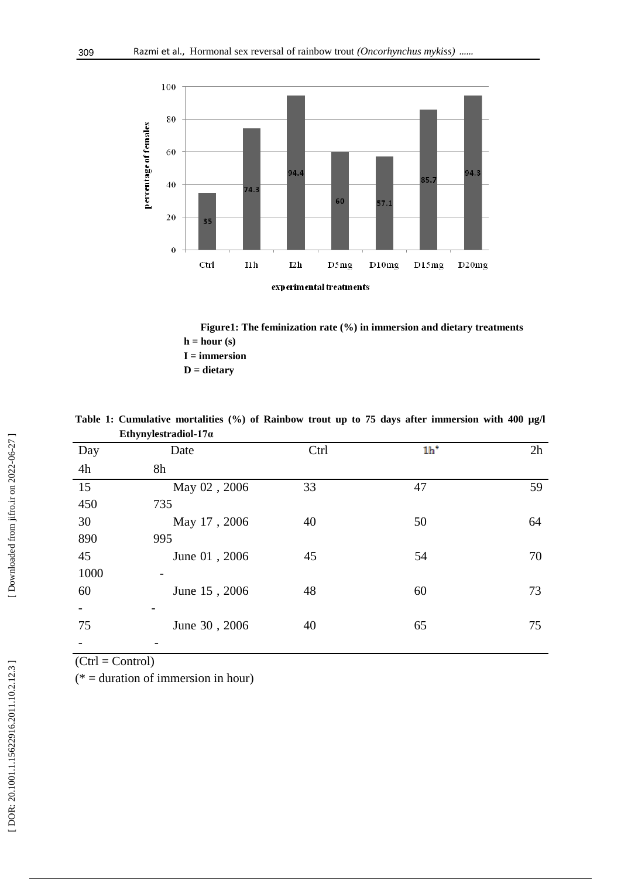**Figure1: The feminization rate (%) in immersion and dietary treatments**

**h = hour (s)**

**I = immersion**

**D = dietary**

**Table 1: Cumulative mortalities (%) of Rainbow trout up to 75 days after immersion with 400 µg/l Ethynylestradiol-17α**

| Day | Date | Ctrl | 1h* | 2h | 4h | 8h |
|---|---|---|---|---|---|---|
| 15 | May 02 , 2006 | 33 | 47 | 59 | 450 | 735 |
| 30 | May 17 , 2006 | 40 | 50 | 64 | 890 | 995 |
| 45 | June 01 , 2006 | 45 | 54 | 70 | 1000 | - |
| 60 | June 15 , 2006 | 48 | 60 | 73 | - | - |
| 75 | June 30 , 2006 | 40 | 65 | 75 | - | - |

(Ctrl = Control)

(* = duration of immersion in hour)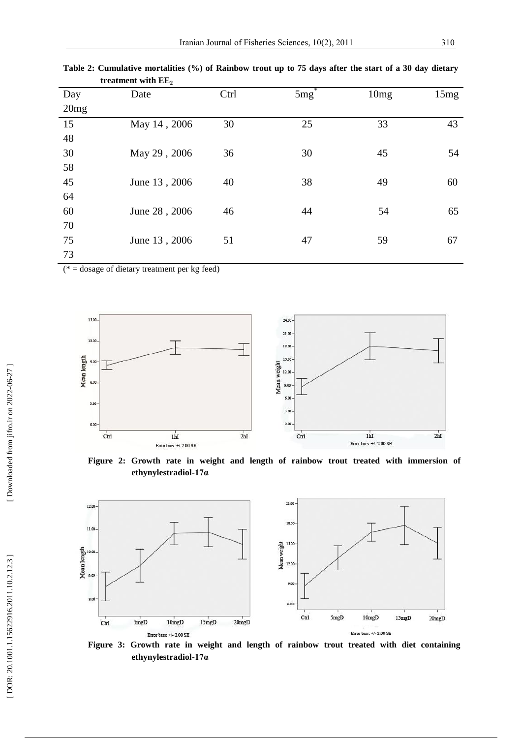**Table 2: Cumulative mortalities (%) of Rainbow trout up to 75 days after the start of a 30 day dietary treatment with $EE_2$**

| Day | Date | Ctrl | 5mg* | 10mg | 15mg | 20mg |
|---|---|---|---|---|---|---|
| 15 | May 14 , 2006 | 30 | 25 | 33 | 43 | 48 |
| 30 | May 29 , 2006 | 36 | 30 | 45 | 54 | 58 |
| 45 | June 13 , 2006 | 40 | 38 | 49 | 60 | 64 |
| 60 | June 28 , 2006 | 46 | 44 | 54 | 65 | 70 |
| 75 | June 13 , 2006 | 51 | 47 | 59 | 67 | 73 |

(* = dosage of dietary treatment per kg feed)

**Figure 2: Growth rate in weight and length of rainbow trout treated with immersion of ethynylestradiol-17α**

**Figure 3: Growth rate in weight and length of rainbow trout treated with diet containing ethynylestradiol-17α**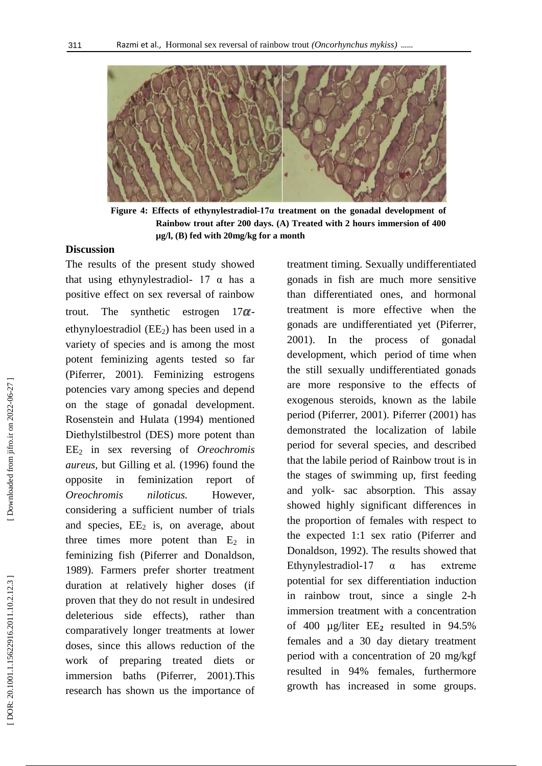Figure 4: Effects of ethynylestradiol-17α treatment on the gonadal development of Rainbow trout after 200 days. (A) Treated with 2 hours immersion of 400 µg/l, (B) fed with 20mg/kg for a month

## Discussion

The results of the present study showed that using ethynylestradiol- 17 α has a positive effect on sex reversal of rainbow trout. The synthetic estrogen 17*α*-ethynyloestradiol ($EE_2$) has been used in a variety of species and is among the most potent feminizing agents tested so far (Piferrer, 2001). Feminizing estrogens potencies vary among species and depend on the stage of gonadal development. Rosenstein and Hulata (1994) mentioned Diethylstilbestrol (DES) more potent than $EE_2$ in sex reversing of *Oreochromis aureus*, but Gilling et al. (1996) found the opposite in feminization report of *Oreochromis niloticus.* However, considering a sufficient number of trials and species, $EE_2$ is, on average, about three times more potent than $E_2$ in feminizing fish (Piferrer and Donaldson, 1989). Farmers prefer shorter treatment duration at relatively higher doses (if proven that they do not result in undesired deleterious side effects), rather than comparatively longer treatments at lower doses, since this allows reduction of the work of preparing treated diets or immersion baths (Piferrer, 2001).This research has shown us the importance of treatment timing. Sexually undifferentiated gonads in fish are much more sensitive than differentiated ones, and hormonal treatment is more effective when the gonads are undifferentiated yet (Piferrer, 2001). In the process of gonadal development, which period of time when the still sexually undifferentiated gonads are more responsive to the effects of exogenous steroids, known as the labile period (Piferrer, 2001). Piferrer (2001) has demonstrated the localization of labile period for several species, and described that the labile period of Rainbow trout is in the stages of swimming up, first feeding and yolk- sac absorption. This assay showed highly significant differences in the proportion of females with respect to the expected 1:1 sex ratio (Piferrer and Donaldson, 1992). The results showed that Ethynylestradiol-17 α has extreme potential for sex differentiation induction in rainbow trout, since a single 2-h immersion treatment with a concentration of 400 µg/liter $EE_2$ resulted in 94.5% females and a 30 day dietary treatment period with a concentration of 20 mg/kgf resulted in 94% females, furthermore growth has increased in some groups.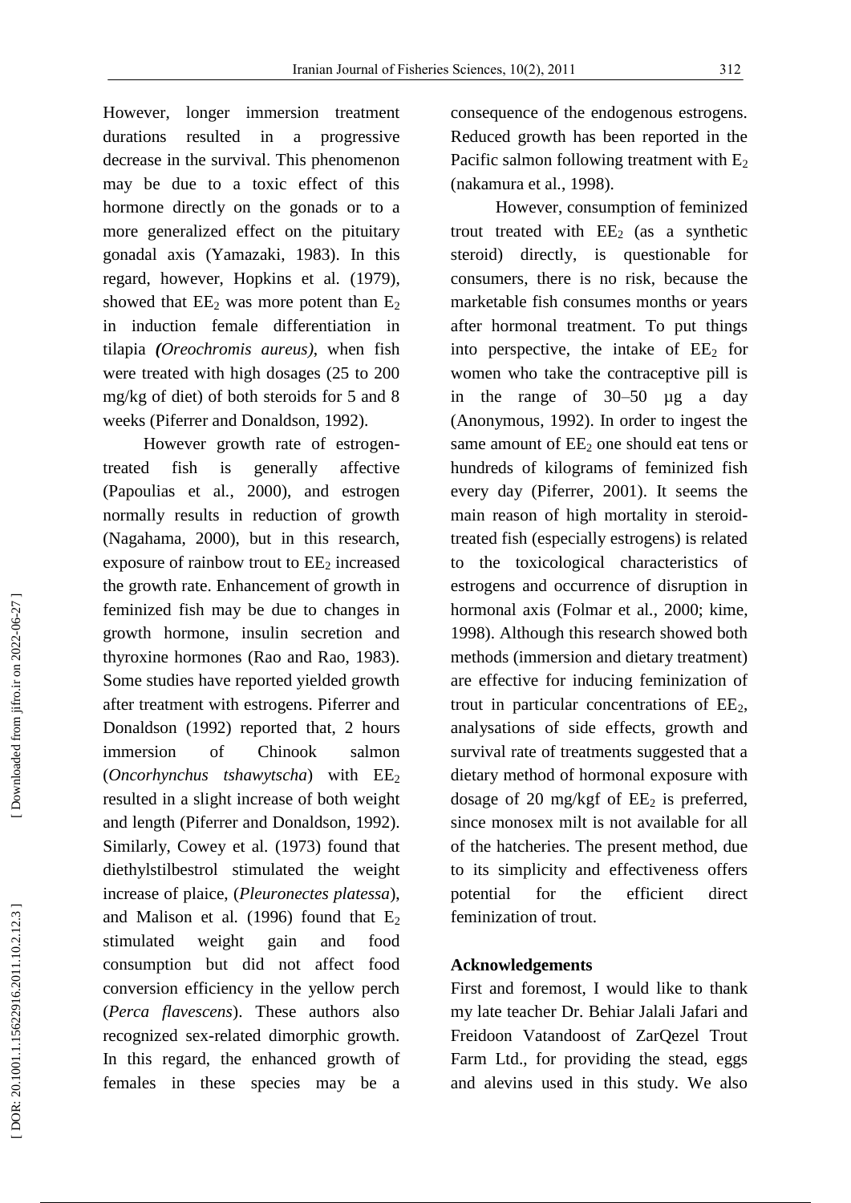However, longer immersion treatment durations resulted in a progressive decrease in the survival. This phenomenon may be due to a toxic effect of this hormone directly on the gonads or to a more generalized effect on the pituitary gonadal axis (Yamazaki, 1983). In this regard, however, Hopkins et al. (1979), showed that $EE_2$ was more potent than $E_2$ in induction female differentiation in tilapia *(Oreochromis aureus)*, when fish were treated with high dosages (25 to 200 mg/kg of diet) of both steroids for 5 and 8 weeks (Piferrer and Donaldson, 1992).

However growth rate of estrogen-treated fish is generally affective (Papoulias et al., 2000), and estrogen normally results in reduction of growth (Nagahama, 2000), but in this research, exposure of rainbow trout to $EE_2$ increased the growth rate. Enhancement of growth in feminized fish may be due to changes in growth hormone, insulin secretion and thyroxine hormones (Rao and Rao, 1983). Some studies have reported yielded growth after treatment with estrogens. Piferrer and Donaldson (1992) reported that, 2 hours immersion of Chinook salmon (*Oncorhynchus tshawytscha*) with $EE_2$ resulted in a slight increase of both weight and length (Piferrer and Donaldson, 1992). Similarly, Cowey et al. (1973) found that diethylstilbestrol stimulated the weight increase of plaice, (*Pleuronectes platessa*), and Malison et al. (1996) found that $E_2$ stimulated weight gain and food consumption but did not affect food conversion efficiency in the yellow perch (*Perca flavescens*). These authors also recognized sex-related dimorphic growth. In this regard, the enhanced growth of females in these species may be a consequence of the endogenous estrogens. Reduced growth has been reported in the Pacific salmon following treatment with $E_2$ (nakamura et al., 1998).

However, consumption of feminized trout treated with $EE_2$ (as a synthetic steroid) directly, is questionable for consumers, there is no risk, because the marketable fish consumes months or years after hormonal treatment. To put things into perspective, the intake of $EE_2$ for women who take the contraceptive pill is in the range of 30–50 µg a day (Anonymous, 1992). In order to ingest the same amount of $EE_2$ one should eat tens or hundreds of kilograms of feminized fish every day (Piferrer, 2001). It seems the main reason of high mortality in steroid-treated fish (especially estrogens) is related to the toxicological characteristics of estrogens and occurrence of disruption in hormonal axis (Folmar et al., 2000; kime, 1998). Although this research showed both methods (immersion and dietary treatment) are effective for inducing feminization of trout in particular concentrations of $EE_2$, analysations of side effects, growth and survival rate of treatments suggested that a dietary method of hormonal exposure with dosage of 20 mg/kgf of $EE_2$ is preferred, since monosex milt is not available for all of the hatcheries. The present method, due to its simplicity and effectiveness offers potential for the efficient direct feminization of trout.

## Acknowledgements

First and foremost, I would like to thank my late teacher Dr. Behiar Jalali Jafari and Freidoon Vatandoost of ZarQezel Trout Farm Ltd., for providing the stead, eggs and alevins used in this study. We also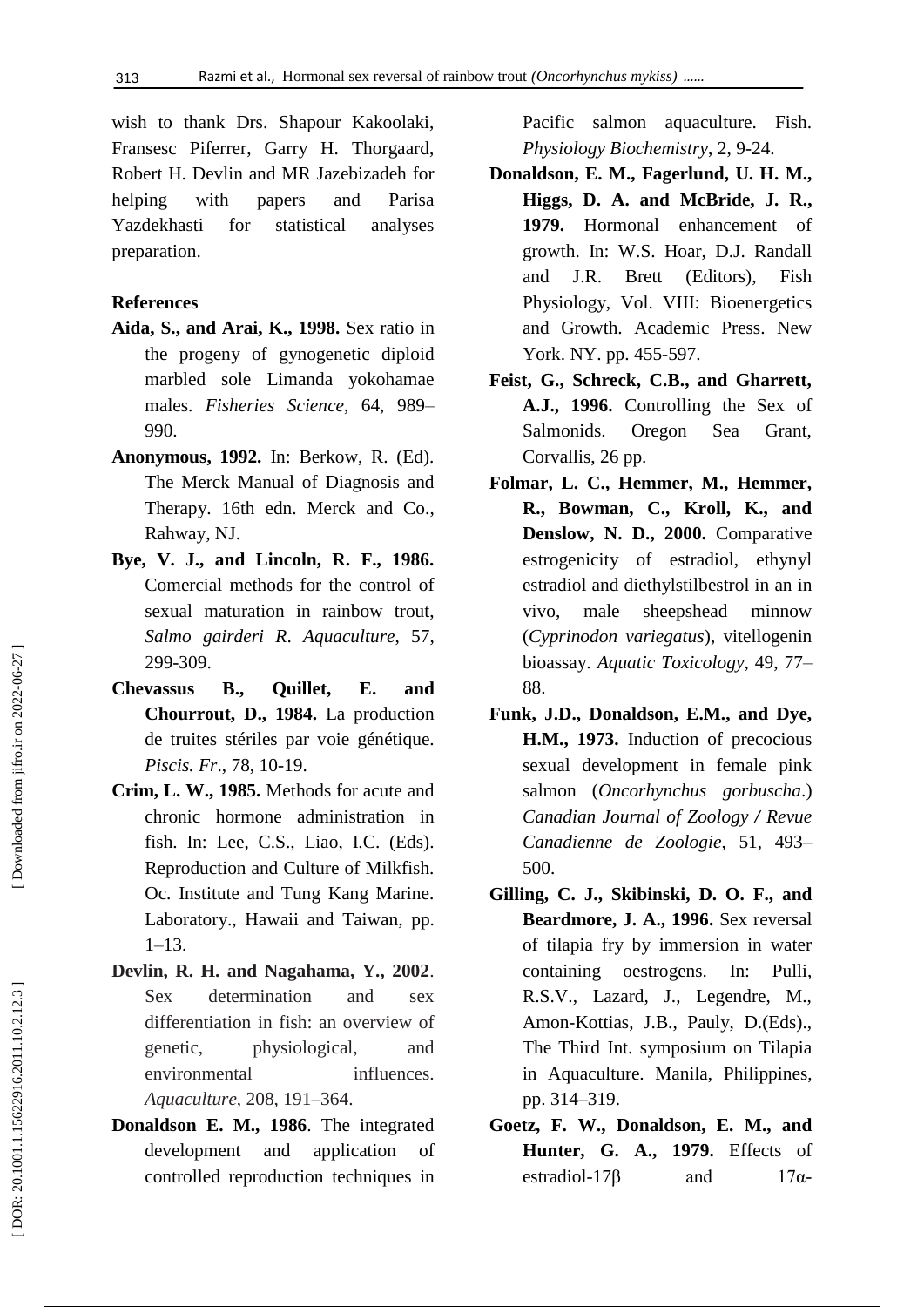wish to thank Drs. Shapour Kakoolaki, Fransesc Piferrer, Garry H. Thorgaard, Robert H. Devlin and MR Jazebizadeh for helping with papers and Parisa Yazdekhasti for statistical analyses preparation.

## References

**Aida, S., and Arai, K., 1998.** Sex ratio in the progeny of gynogenetic diploid marbled sole Limanda yokohamae males. *Fisheries Science*, 64, 989–990.

**Anonymous, 1992.** In: Berkow, R. (Ed). The Merck Manual of Diagnosis and Therapy. 16th edn. Merck and Co., Rahway, NJ.

**Bye, V. J., and Lincoln, R. F., 1986.** Comercial methods for the control of sexual maturation in rainbow trout, *Salmo gairderi R*. *Aquaculture*, 57, 299-309.

**Chevassus B., Quillet, E. and Chourrout, D., 1984.** La production de truites stériles par voie génétique. *Piscis. Fr*., 78, 10-19.

**Crim, L. W., 1985.** Methods for acute and chronic hormone administration in fish. In: Lee, C.S., Liao, I.C. (Eds). Reproduction and Culture of Milkfish. Oc. Institute and Tung Kang Marine. Laboratory., Hawaii and Taiwan, pp. 1–13.

**Devlin, R. H. and Nagahama, Y., 2002**. Sex determination and sex differentiation in fish: an overview of genetic, physiological, and environmental influences. *Aquaculture*, 208, 191–364.

**Donaldson E. M., 1986**. The integrated development and application of controlled reproduction techniques in Pacific salmon aquaculture. Fish. *Physiology Biochemistry*, 2, 9-24.

**Donaldson, E. M., Fagerlund, U. H. M., Higgs, D. A. and McBride, J. R., 1979.** Hormonal enhancement of growth. In: W.S. Hoar, D.J. Randall and J.R. Brett (Editors), Fish Physiology, Vol. VIII: Bioenergetics and Growth. Academic Press. New York. NY. pp. 455-597.

**Feist, G., Schreck, C.B., and Gharrett, A.J., 1996.** Controlling the Sex of Salmonids. Oregon Sea Grant, Corvallis, 26 pp.

**Folmar, L. C., Hemmer, M., Hemmer, R., Bowman, C., Kroll, K., and Denslow, N. D., 2000.** Comparative estrogenicity of estradiol, ethynyl estradiol and diethylstilbestrol in an in vivo, male sheepshead minnow (*Cyprinodon variegatus*), vitellogenin bioassay. *Aquatic Toxicology*, 49, 77–88.

**Funk, J.D., Donaldson, E.M., and Dye, H.M., 1973.** Induction of precocious sexual development in female pink salmon (*Oncorhynchus gorbuscha*.) *Canadian Journal of Zoology / Revue Canadienne de Zoologie*, 51, 493–500.

**Gilling, C. J., Skibinski, D. O. F., and Beardmore, J. A., 1996.** Sex reversal of tilapia fry by immersion in water containing oestrogens. In: Pulli, R.S.V., Lazard, J., Legendre, M., Amon-Kottias, J.B., Pauly, D.(Eds)., The Third Int. symposium on Tilapia in Aquaculture. Manila, Philippines, pp. 314–319.

**Goetz, F. W., Donaldson, E. M., and Hunter, G. A., 1979.** Effects of estradiol-17β and 17α-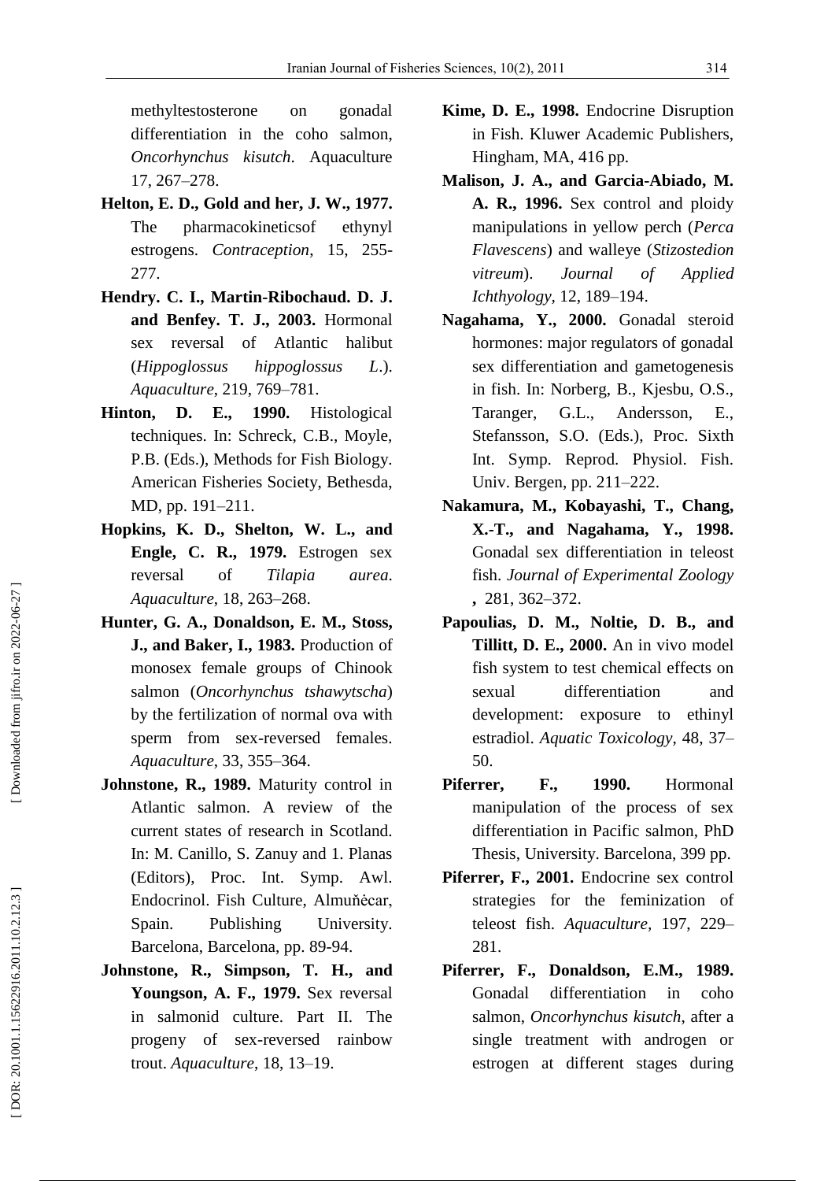methyltestosterone on gonadal differentiation in the coho salmon, *Oncorhynchus kisutch*. Aquaculture 17, 267–278.

**Helton, E. D., Gold and her, J. W., 1977.** The pharmacokineticsof ethynyl estrogens. *Contraception*, 15, 255-277.

**Hendry. C. I., Martin-Ribochaud. D. J. and Benfey. T. J., 2003.** Hormonal sex reversal of Atlantic halibut (*Hippoglossus hippoglossus L*.). *Aquaculture*, 219, 769–781.

**Hinton, D. E., 1990.** Histological techniques. In: Schreck, C.B., Moyle, P.B. (Eds.), Methods for Fish Biology. American Fisheries Society, Bethesda, MD, pp. 191–211.

**Hopkins, K. D., Shelton, W. L., and Engle, C. R., 1979.** Estrogen sex reversal of *Tilapia aurea*. *Aquaculture*, 18, 263–268.

**Hunter, G. A., Donaldson, E. M., Stoss, J., and Baker, I., 1983.** Production of monosex female groups of Chinook salmon (*Oncorhynchus tshawytscha*) by the fertilization of normal ova with sperm from sex-reversed females. *Aquaculture*, 33, 355–364.

**Johnstone, R., 1989.** Maturity control in Atlantic salmon. A review of the current states of research in Scotland. In: M. Canillo, S. Zanuy and 1. Planas (Editors), Proc. Int. Symp. Awl. Endocrinol. Fish Culture, Almuňėcar, Spain. Publishing University. Barcelona, Barcelona, pp. 89-94.

**Johnstone, R., Simpson, T. H., and Youngson, A. F., 1979.** Sex reversal in salmonid culture. Part II. The progeny of sex-reversed rainbow trout. *Aquaculture*, 18, 13–19.

**Kime, D. E., 1998.** Endocrine Disruption in Fish. Kluwer Academic Publishers, Hingham, MA, 416 pp.

**Malison, J. A., and Garcia-Abiado, M. A. R., 1996.** Sex control and ploidy manipulations in yellow perch (*Perca Flavescens*) and walleye (*Stizostedion vitreum*). *Journal of Applied Ichthyology*, 12, 189–194.

**Nagahama, Y., 2000.** Gonadal steroid hormones: major regulators of gonadal sex differentiation and gametogenesis in fish. In: Norberg, B., Kjesbu, O.S., Taranger, G.L., Andersson, E., Stefansson, S.O. (Eds.), Proc. Sixth Int. Symp. Reprod. Physiol. Fish. Univ. Bergen, pp. 211–222.

**Nakamura, M., Kobayashi, T., Chang, X.-T., and Nagahama, Y., 1998.** Gonadal sex differentiation in teleost fish. *Journal of Experimental Zoology* **,** 281, 362–372.

**Papoulias, D. M., Noltie, D. B., and Tillitt, D. E., 2000.** An in vivo model fish system to test chemical effects on sexual differentiation and development: exposure to ethinyl estradiol. *Aquatic Toxicology*, 48, 37–50.

**Piferrer, F., 1990.** Hormonal manipulation of the process of sex differentiation in Pacific salmon, PhD Thesis, University. Barcelona, 399 pp.

**Piferrer, F., 2001.** Endocrine sex control strategies for the feminization of teleost fish. *Aquaculture*, 197, 229–281.

**Piferrer, F., Donaldson, E.M., 1989.** Gonadal differentiation in coho salmon, *Oncorhynchus kisutch*, after a single treatment with androgen or estrogen at different stages during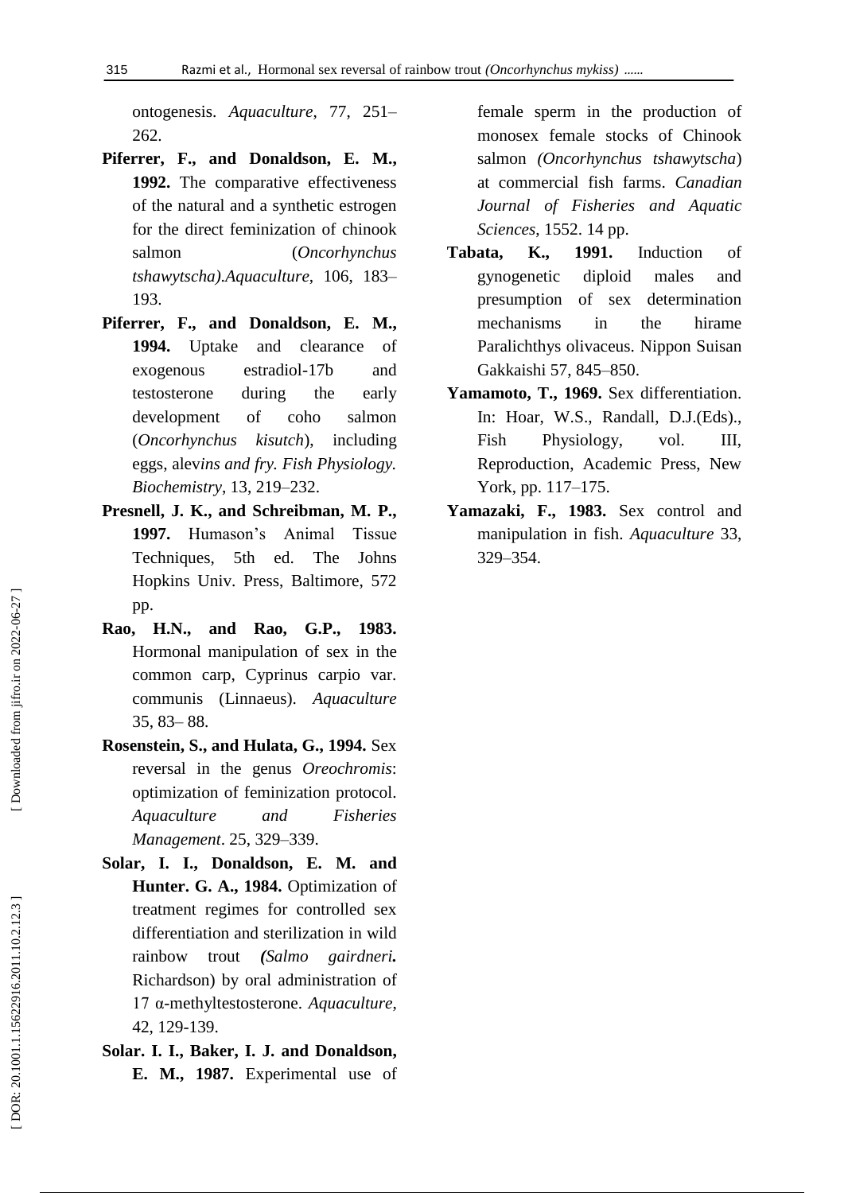ontogenesis. *Aquaculture*, 77, 251–262.

**Piferrer, F., and Donaldson, E. M., 1992.** The comparative effectiveness of the natural and a synthetic estrogen for the direct feminization of chinook salmon (*Oncorhynchus tshawytscha).Aquaculture*, 106, 183–193.

**Piferrer, F., and Donaldson, E. M., 1994.** Uptake and clearance of exogenous estradiol-17b and testosterone during the early development of coho salmon (*Oncorhynchus kisutch*), including eggs, alev*ins and fry. Fish Physiology. Biochemistry*, 13, 219–232.

**Presnell, J. K., and Schreibman, M. P., 1997.** Humason's Animal Tissue Techniques, 5th ed. The Johns Hopkins Univ. Press, Baltimore, 572 pp.

**Rao, H.N., and Rao, G.P., 1983.** Hormonal manipulation of sex in the common carp, Cyprinus carpio var. communis (Linnaeus). *Aquaculture* 35, 83– 88.

**Rosenstein, S., and Hulata, G., 1994.** Sex reversal in the genus *Oreochromis*: optimization of feminization protocol. *Aquaculture and Fisheries Management*. 25, 329–339.

**Solar, I. I., Donaldson, E. M. and Hunter. G. A., 1984.** Optimization of treatment regimes for controlled sex differentiation and sterilization in wild rainbow trout ***(****Salmo gairdneri***.** Richardson) by oral administration of 17 α-methyltestosterone. *Aquaculture*, 42, 129-139.

**Solar. I. I., Baker, I. J. and Donaldson, E. M., 1987.** Experimental use of female sperm in the production of monosex female stocks of Chinook salmon *(Oncorhynchus tshawytscha*) at commercial fish farms. *Canadian Journal of Fisheries and Aquatic Sciences*, 1552. 14 pp.

**Tabata, K., 1991.** Induction of gynogenetic diploid males and presumption of sex determination mechanisms in the hirame Paralichthys olivaceus. Nippon Suisan Gakkaishi 57, 845–850.

**Yamamoto, T., 1969.** Sex differentiation. In: Hoar, W.S., Randall, D.J.(Eds)., Fish Physiology, vol. III, Reproduction, Academic Press, New York, pp. 117–175.

**Yamazaki, F., 1983.** Sex control and manipulation in fish. *Aquaculture* 33, 329–354.